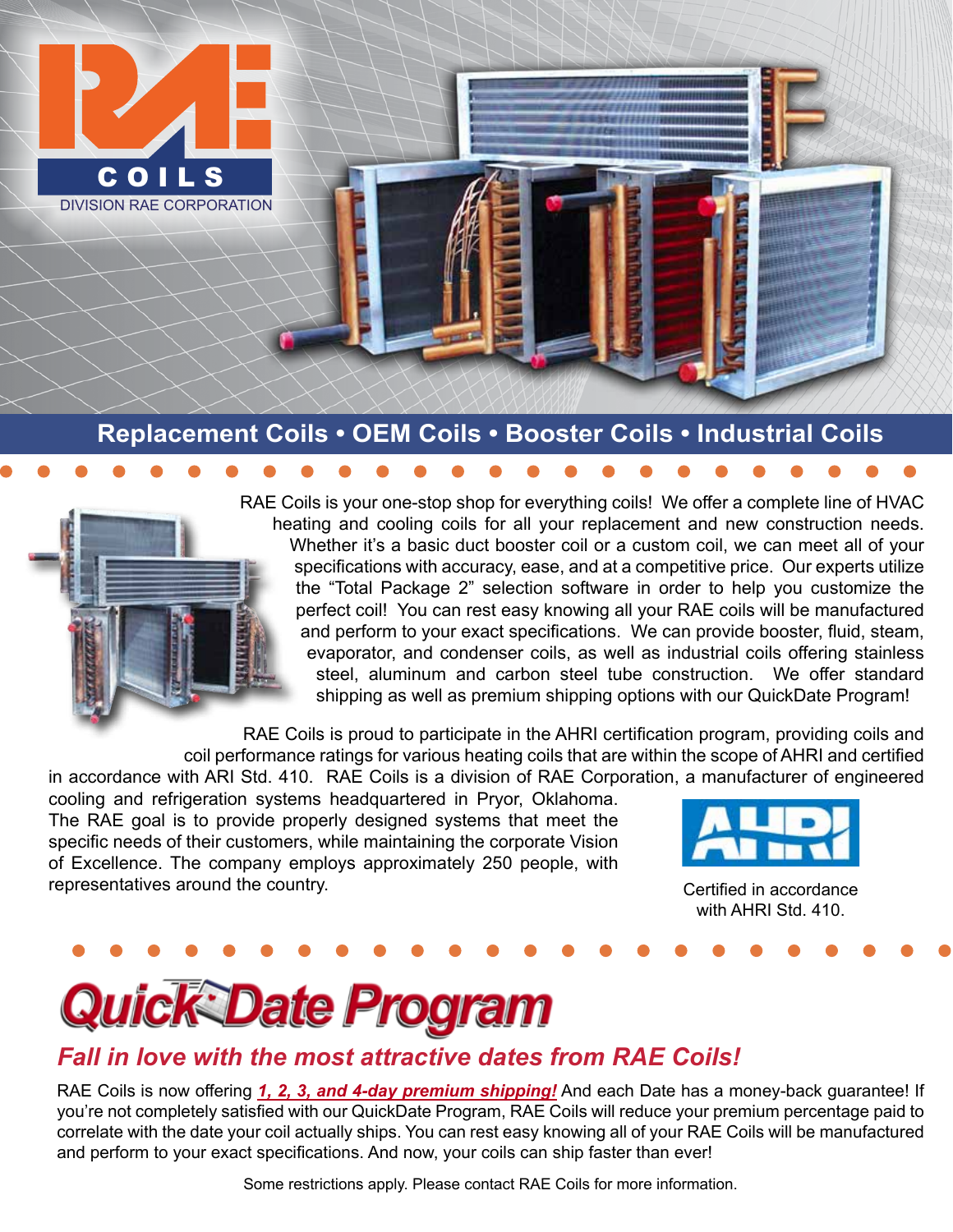RAE COILS

DIVISION RAE CORPORATION

## Replacement Coils • OEM Coils • Booster Coils • Industrial Coils

RAE Coils is your one-stop shop for everything coils! We offer a complete line of HVAC heating and cooling coils for all your replacement and new construction needs. Whether it's a basic duct booster coil or a custom coil, we can meet all of your specifications with accuracy, ease, and at a competitive price. Our experts utilize the "Total Package 2" selection software in order to help you customize the perfect coil! You can rest easy knowing all your RAE coils will be manufactured and perform to your exact specifications. We can provide booster, fluid, steam, evaporator, and condenser coils, as well as industrial coils offering stainless steel, aluminum and carbon steel tube construction. We offer standard shipping as well as premium shipping options with our QuickDate Program!

RAE Coils is proud to participate in the AHRI certification program, providing coils and coil performance ratings for various heating coils that are within the scope of AHRI and certified in accordance with ARI Std. 410. RAE Coils is a division of RAE Corporation, a manufacturer of engineered cooling and refrigeration systems headquartered in Pryor, Oklahoma. The RAE goal is to provide properly designed systems that meet the specific needs of their customers, while maintaining the corporate Vision of Excellence. The company employs approximately 250 people, with representatives around the country.

AHRI

Certified in accordance with AHRI Std. 410.

# QuickDate Program

### *Fall in love with the most attractive dates from RAE Coils!*

RAE Coils is now offering ***1, 2, 3, and 4-day premium shipping!*** And each Date has a money-back guarantee! If you're not completely satisfied with our QuickDate Program, RAE Coils will reduce your premium percentage paid to correlate with the date your coil actually ships. You can rest easy knowing all of your RAE Coils will be manufactured and perform to your exact specifications. And now, your coils can ship faster than ever!

Some restrictions apply. Please contact RAE Coils for more information.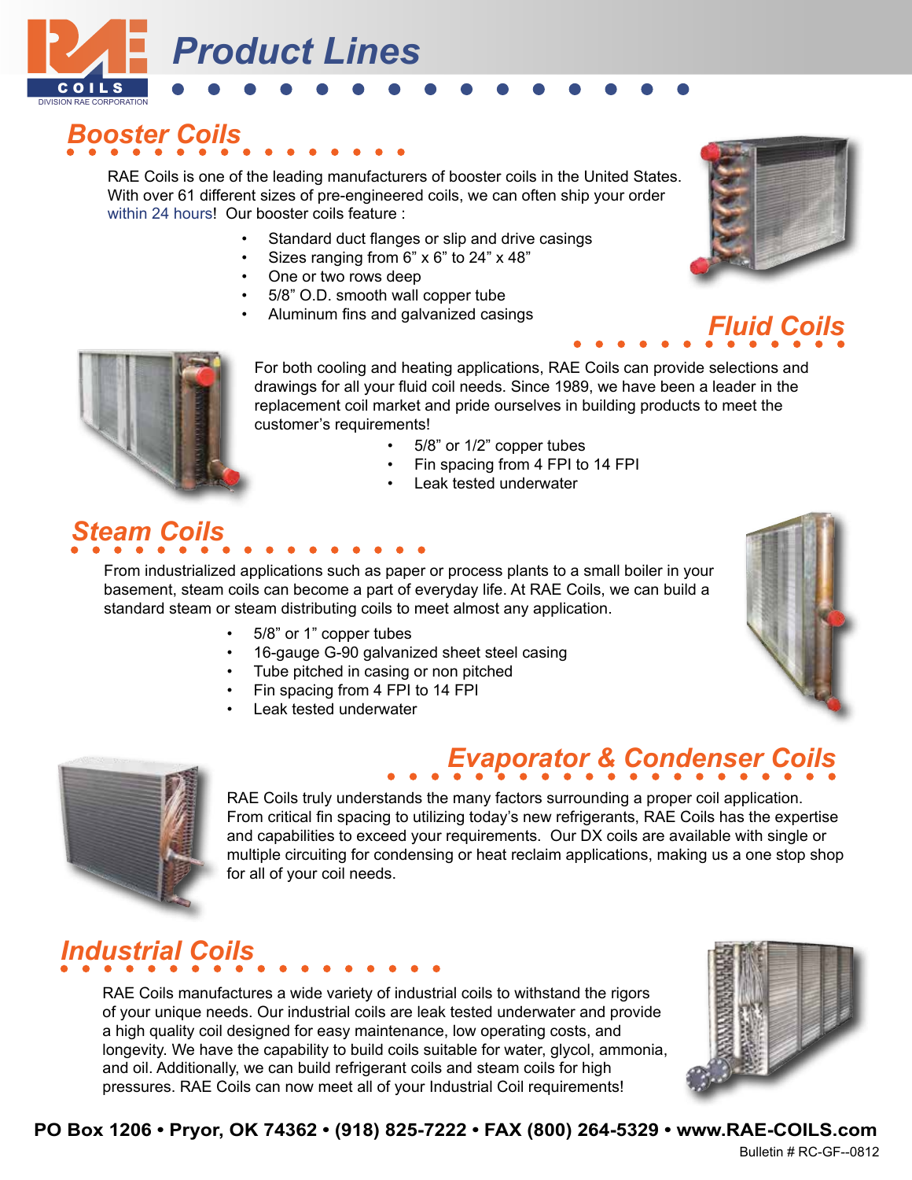# Product Lines

## Booster Coils

RAE Coils is one of the leading manufacturers of booster coils in the United States. With over 61 different sizes of pre-engineered coils, we can often ship your order within 24 hours! Our booster coils feature :

- Standard duct flanges or slip and drive casings
- Sizes ranging from 6” x 6” to 24” x 48”
- One or two rows deep
- 5/8” O.D. smooth wall copper tube
- Aluminum fins and galvanized casings

## Fluid Coils

For both cooling and heating applications, RAE Coils can provide selections and drawings for all your fluid coil needs. Since 1989, we have been a leader in the replacement coil market and pride ourselves in building products to meet the customer’s requirements!

- 5/8” or 1/2” copper tubes
- Fin spacing from 4 FPI to 14 FPI
- Leak tested underwater

## Steam Coils

From industrialized applications such as paper or process plants to a small boiler in your basement, steam coils can become a part of everyday life. At RAE Coils, we can build a standard steam or steam distributing coils to meet almost any application.

- 5/8” or 1” copper tubes
- 16-gauge G-90 galvanized sheet steel casing
- Tube pitched in casing or non pitched
- Fin spacing from 4 FPI to 14 FPI
- Leak tested underwater

## Evaporator & Condenser Coils

RAE Coils truly understands the many factors surrounding a proper coil application. From critical fin spacing to utilizing today’s new refrigerants, RAE Coils has the expertise and capabilities to exceed your requirements. Our DX coils are available with single or multiple circuiting for condensing or heat reclaim applications, making us a one stop shop for all of your coil needs.

## Industrial Coils

RAE Coils manufactures a wide variety of industrial coils to withstand the rigors of your unique needs. Our industrial coils are leak tested underwater and provide a high quality coil designed for easy maintenance, low operating costs, and longevity. We have the capability to build coils suitable for water, glycol, ammonia, and oil. Additionally, we can build refrigerant coils and steam coils for high pressures. RAE Coils can now meet all of your Industrial Coil requirements!

**PO Box 1206 • Pryor, OK 74362 • (918) 825-7222 • FAX (800) 264-5329 • www.RAE-COILS.com**

Bulletin # RC-GF--0812